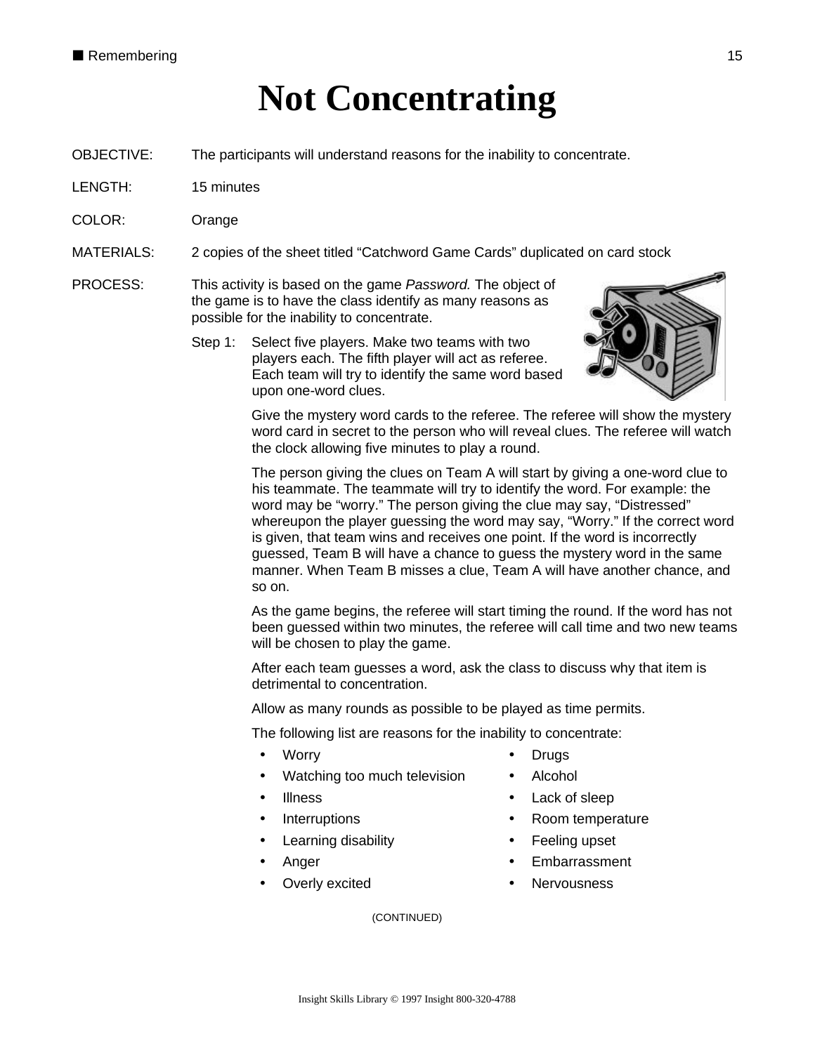# Not Concentrating

OBJECTIVE: The participants will understand reasons for the inability to concentrate.

LENGTH: 15 minutes

COLOR: Orange

MATERIALS: 2 copies of the sheet titled "Catchword Game Cards" duplicated on card stock

PROCESS: This activity is based on the game *Password.* The object of the game is to have the class identify as many reasons as possible for the inability to concentrate.

Step 1: Select five players. Make two teams with two players each. The fifth player will act as referee. Each team will try to identify the same word based upon one-word clues.

Give the mystery word cards to the referee. The referee will show the mystery word card in secret to the person who will reveal clues. The referee will watch the clock allowing five minutes to play a round.

The person giving the clues on Team A will start by giving a one-word clue to his teammate. The teammate will try to identify the word. For example: the word may be "worry." The person giving the clue may say, "Distressed" whereupon the player guessing the word may say, "Worry." If the correct word is given, that team wins and receives one point. If the word is incorrectly guessed, Team B will have a chance to guess the mystery word in the same manner. When Team B misses a clue, Team A will have another chance, and so on.

As the game begins, the referee will start timing the round. If the word has not been guessed within two minutes, the referee will call time and two new teams will be chosen to play the game.

After each team guesses a word, ask the class to discuss why that item is detrimental to concentration.

Allow as many rounds as possible to be played as time permits.

The following list are reasons for the inability to concentrate:

- Worry
- Watching too much television
- Illness
- Interruptions
- Learning disability
- Anger
- Overly excited
- Drugs
- Alcohol
- Lack of sleep
- Room temperature
- Feeling upset
- Embarrassment
- Nervousness

(CONTINUED)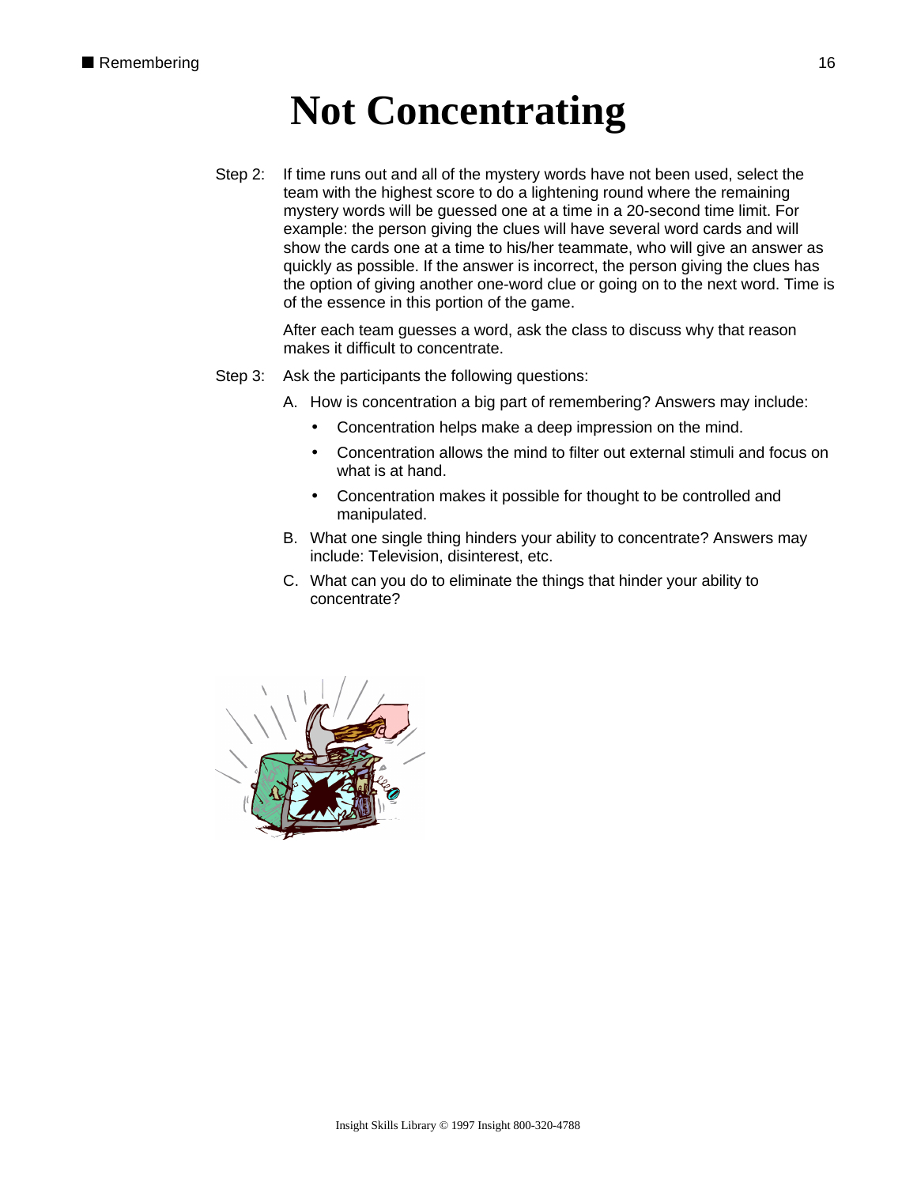# Not Concentrating

Step 2: If time runs out and all of the mystery words have not been used, select the team with the highest score to do a lightening round where the remaining mystery words will be guessed one at a time in a 20-second time limit. For example: the person giving the clues will have several word cards and will show the cards one at a time to his/her teammate, who will give an answer as quickly as possible. If the answer is incorrect, the person giving the clues has the option of giving another one-word clue or going on to the next word. Time is of the essence in this portion of the game.

After each team guesses a word, ask the class to discuss why that reason makes it difficult to concentrate.

Step 3: Ask the participants the following questions:

A. How is concentration a big part of remembering? Answers may include:

- Concentration helps make a deep impression on the mind.
- Concentration allows the mind to filter out external stimuli and focus on what is at hand.
- Concentration makes it possible for thought to be controlled and manipulated.

B. What one single thing hinders your ability to concentrate? Answers may include: Television, disinterest, etc.

C. What can you do to eliminate the things that hinder your ability to concentrate?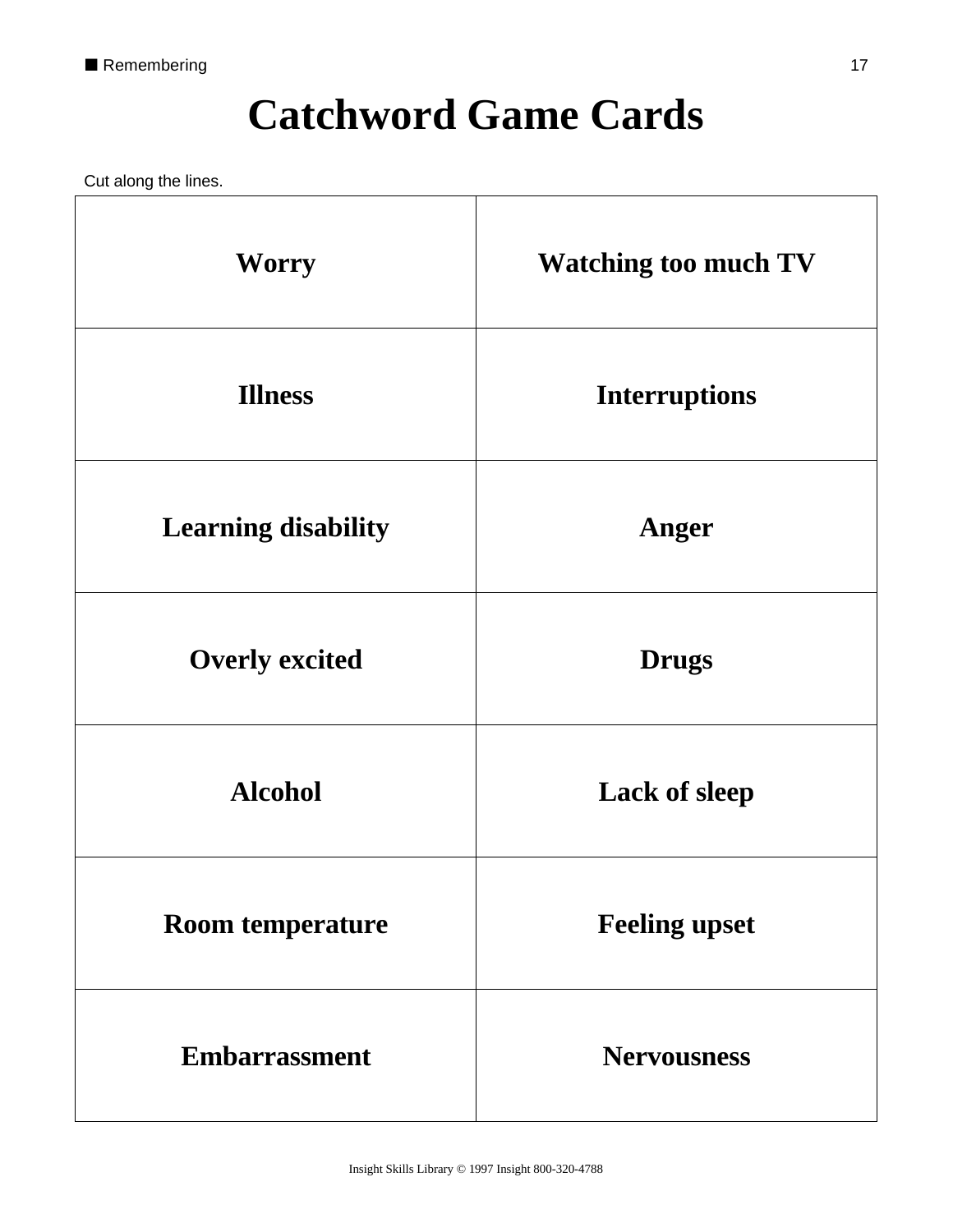# Catchword Game Cards

Cut along the lines.

| | |
|---|---|
| **Worry** | **Watching too much TV** |
| **Illness** | **Interruptions** |
| **Learning disability** | **Anger** |
| **Overly excited** | **Drugs** |
| **Alcohol** | **Lack of sleep** |
| **Room temperature** | **Feeling upset** |
| **Embarrassment** | **Nervousness** |